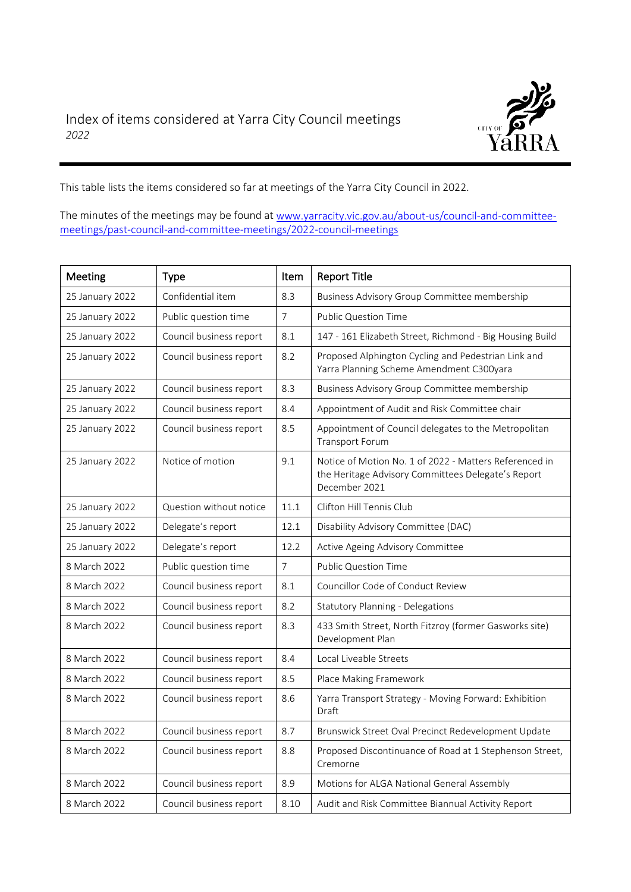# Index of items considered at Yarra City Council meetings

*2022*

This table lists the items considered so far at meetings of the Yarra City Council in 2022.

The minutes of the meetings may be found at [www.yarracity.vic.gov.au/about-us/council-and-committee-meetings/past-council-and-committee-meetings/2022-council-meetings](www.yarracity.vic.gov.au/about-us/council-and-committee-meetings/past-council-and-committee-meetings/2022-council-meetings)

| Meeting | Type | Item | Report Title |
|---|---|---|---|
| 25 January 2022 | Confidential item | 8.3 | Business Advisory Group Committee membership |
| 25 January 2022 | Public question time | 7 | Public Question Time |
| 25 January 2022 | Council business report | 8.1 | 147 - 161 Elizabeth Street, Richmond - Big Housing Build |
| 25 January 2022 | Council business report | 8.2 | Proposed Alphington Cycling and Pedestrian Link and Yarra Planning Scheme Amendment C300yara |
| 25 January 2022 | Council business report | 8.3 | Business Advisory Group Committee membership |
| 25 January 2022 | Council business report | 8.4 | Appointment of Audit and Risk Committee chair |
| 25 January 2022 | Council business report | 8.5 | Appointment of Council delegates to the Metropolitan Transport Forum |
| 25 January 2022 | Notice of motion | 9.1 | Notice of Motion No. 1 of 2022 - Matters Referenced in the Heritage Advisory Committees Delegate's Report December 2021 |
| 25 January 2022 | Question without notice | 11.1 | Clifton Hill Tennis Club |
| 25 January 2022 | Delegate's report | 12.1 | Disability Advisory Committee (DAC) |
| 25 January 2022 | Delegate's report | 12.2 | Active Ageing Advisory Committee |
| 8 March 2022 | Public question time | 7 | Public Question Time |
| 8 March 2022 | Council business report | 8.1 | Councillor Code of Conduct Review |
| 8 March 2022 | Council business report | 8.2 | Statutory Planning - Delegations |
| 8 March 2022 | Council business report | 8.3 | 433 Smith Street, North Fitzroy (former Gasworks site) Development Plan |
| 8 March 2022 | Council business report | 8.4 | Local Liveable Streets |
| 8 March 2022 | Council business report | 8.5 | Place Making Framework |
| 8 March 2022 | Council business report | 8.6 | Yarra Transport Strategy - Moving Forward: Exhibition Draft |
| 8 March 2022 | Council business report | 8.7 | Brunswick Street Oval Precinct Redevelopment Update |
| 8 March 2022 | Council business report | 8.8 | Proposed Discontinuance of Road at 1 Stephenson Street, Cremorne |
| 8 March 2022 | Council business report | 8.9 | Motions for ALGA National General Assembly |
| 8 March 2022 | Council business report | 8.10 | Audit and Risk Committee Biannual Activity Report |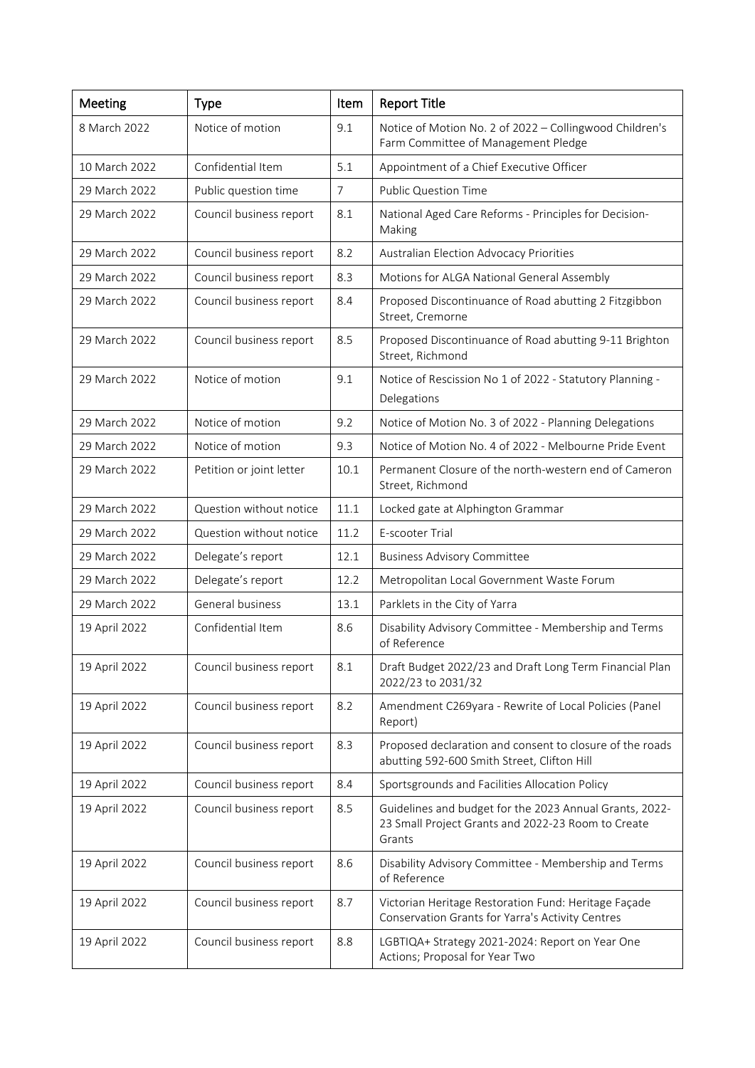| Meeting | Type | Item | Report Title |
| --- | --- | --- | --- |
| 8 March 2022 | Notice of motion | 9.1 | Notice of Motion No. 2 of 2022 – Collingwood Children's Farm Committee of Management Pledge |
| 10 March 2022 | Confidential Item | 5.1 | Appointment of a Chief Executive Officer |
| 29 March 2022 | Public question time | 7 | Public Question Time |
| 29 March 2022 | Council business report | 8.1 | National Aged Care Reforms - Principles for Decision-Making |
| 29 March 2022 | Council business report | 8.2 | Australian Election Advocacy Priorities |
| 29 March 2022 | Council business report | 8.3 | Motions for ALGA National General Assembly |
| 29 March 2022 | Council business report | 8.4 | Proposed Discontinuance of Road abutting 2 Fitzgibbon Street, Cremorne |
| 29 March 2022 | Council business report | 8.5 | Proposed Discontinuance of Road abutting 9-11 Brighton Street, Richmond |
| 29 March 2022 | Notice of motion | 9.1 | Notice of Rescission No 1 of 2022 - Statutory Planning - Delegations |
| 29 March 2022 | Notice of motion | 9.2 | Notice of Motion No. 3 of 2022 - Planning Delegations |
| 29 March 2022 | Notice of motion | 9.3 | Notice of Motion No. 4 of 2022 - Melbourne Pride Event |
| 29 March 2022 | Petition or joint letter | 10.1 | Permanent Closure of the north-western end of Cameron Street, Richmond |
| 29 March 2022 | Question without notice | 11.1 | Locked gate at Alphington Grammar |
| 29 March 2022 | Question without notice | 11.2 | E-scooter Trial |
| 29 March 2022 | Delegate's report | 12.1 | Business Advisory Committee |
| 29 March 2022 | Delegate's report | 12.2 | Metropolitan Local Government Waste Forum |
| 29 March 2022 | General business | 13.1 | Parklets in the City of Yarra |
| 19 April 2022 | Confidential Item | 8.6 | Disability Advisory Committee - Membership and Terms of Reference |
| 19 April 2022 | Council business report | 8.1 | Draft Budget 2022/23 and Draft Long Term Financial Plan 2022/23 to 2031/32 |
| 19 April 2022 | Council business report | 8.2 | Amendment C269yara - Rewrite of Local Policies (Panel Report) |
| 19 April 2022 | Council business report | 8.3 | Proposed declaration and consent to closure of the roads abutting 592-600 Smith Street, Clifton Hill |
| 19 April 2022 | Council business report | 8.4 | Sportsgrounds and Facilities Allocation Policy |
| 19 April 2022 | Council business report | 8.5 | Guidelines and budget for the 2023 Annual Grants, 2022-23 Small Project Grants and 2022-23 Room to Create Grants |
| 19 April 2022 | Council business report | 8.6 | Disability Advisory Committee - Membership and Terms of Reference |
| 19 April 2022 | Council business report | 8.7 | Victorian Heritage Restoration Fund: Heritage Façade Conservation Grants for Yarra's Activity Centres |
| 19 April 2022 | Council business report | 8.8 | LGBTIQA+ Strategy 2021-2024: Report on Year One Actions; Proposal for Year Two |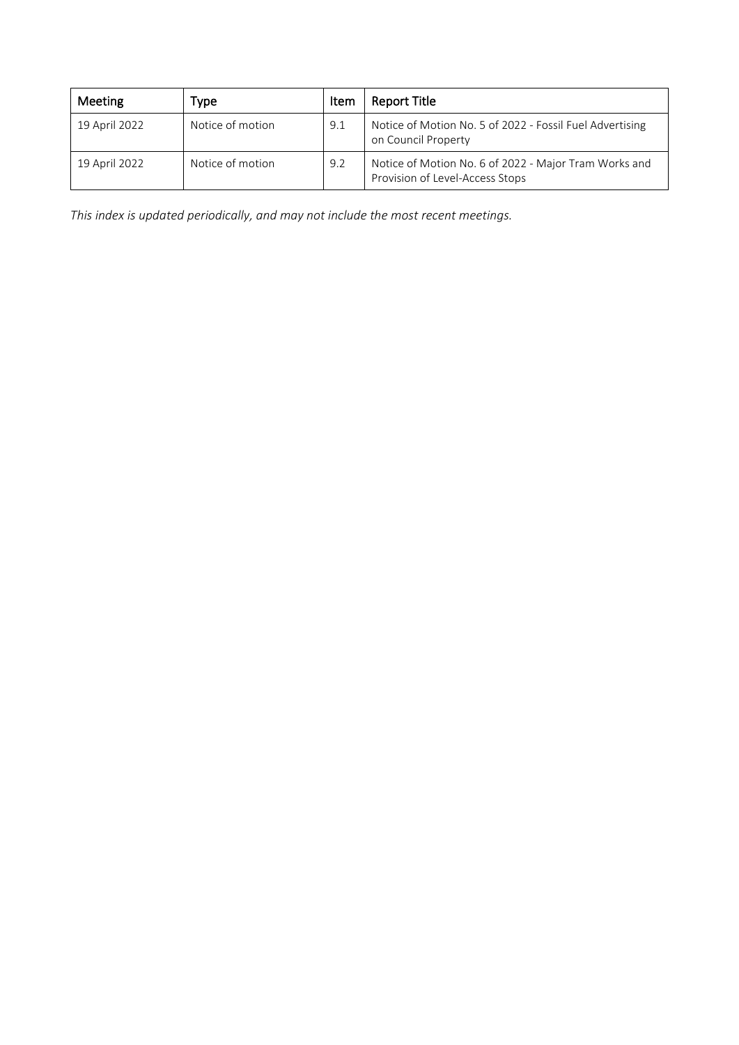| Meeting | Type | Item | Report Title |
|---|---|---|---|
| 19 April 2022 | Notice of motion | 9.1 | Notice of Motion No. 5 of 2022 - Fossil Fuel Advertising on Council Property |
| 19 April 2022 | Notice of motion | 9.2 | Notice of Motion No. 6 of 2022 - Major Tram Works and Provision of Level-Access Stops |

*This index is updated periodically, and may not include the most recent meetings.*